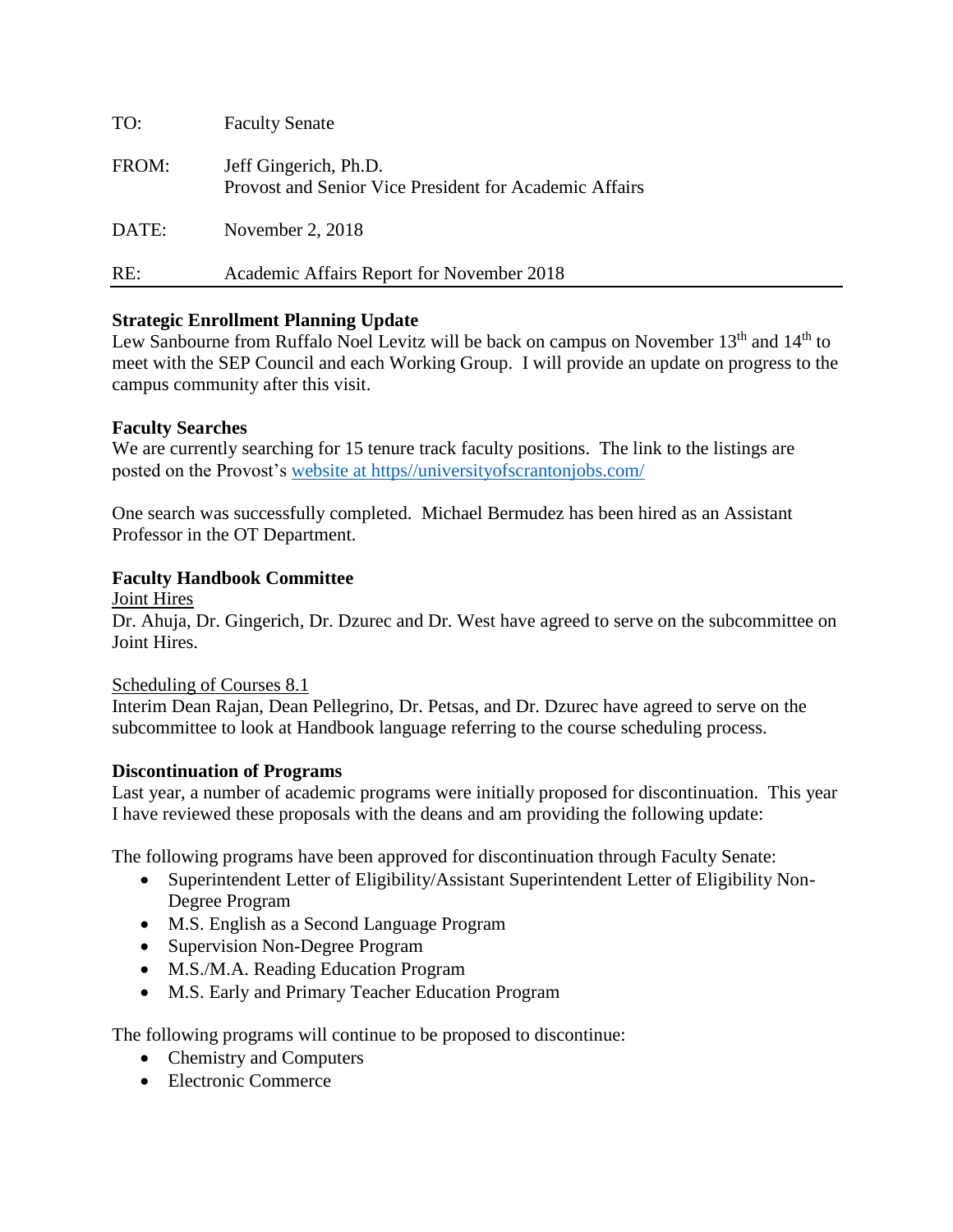| | |
|---|---|
| TO: | Faculty Senate |
| FROM: | Jeff Gingerich, Ph.D.<br>Provost and Senior Vice President for Academic Affairs |
| DATE: | November 2, 2018 |
| RE: | Academic Affairs Report for November 2018 |

**Strategic Enrollment Planning Update**

Lew Sanbourne from Ruffalo Noel Levitz will be back on campus on November 13th and 14th to meet with the SEP Council and each Working Group. I will provide an update on progress to the campus community after this visit.

**Faculty Searches**

We are currently searching for 15 tenure track faculty positions. The link to the listings are posted on the Provost's [website at https//universityofscrantonjobs.com/](https//universityofscrantonjobs.com/)

One search was successfully completed. Michael Bermudez has been hired as an Assistant Professor in the OT Department.

**Faculty Handbook Committee**

Joint Hires

Dr. Ahuja, Dr. Gingerich, Dr. Dzurec and Dr. West have agreed to serve on the subcommittee on Joint Hires.

Scheduling of Courses 8.1

Interim Dean Rajan, Dean Pellegrino, Dr. Petsas, and Dr. Dzurec have agreed to serve on the subcommittee to look at Handbook language referring to the course scheduling process.

**Discontinuation of Programs**

Last year, a number of academic programs were initially proposed for discontinuation. This year I have reviewed these proposals with the deans and am providing the following update:

The following programs have been approved for discontinuation through Faculty Senate:

- Superintendent Letter of Eligibility/Assistant Superintendent Letter of Eligibility Non-Degree Program
- M.S. English as a Second Language Program
- Supervision Non-Degree Program
- M.S./M.A. Reading Education Program
- M.S. Early and Primary Teacher Education Program

The following programs will continue to be proposed to discontinue:

- Chemistry and Computers
- Electronic Commerce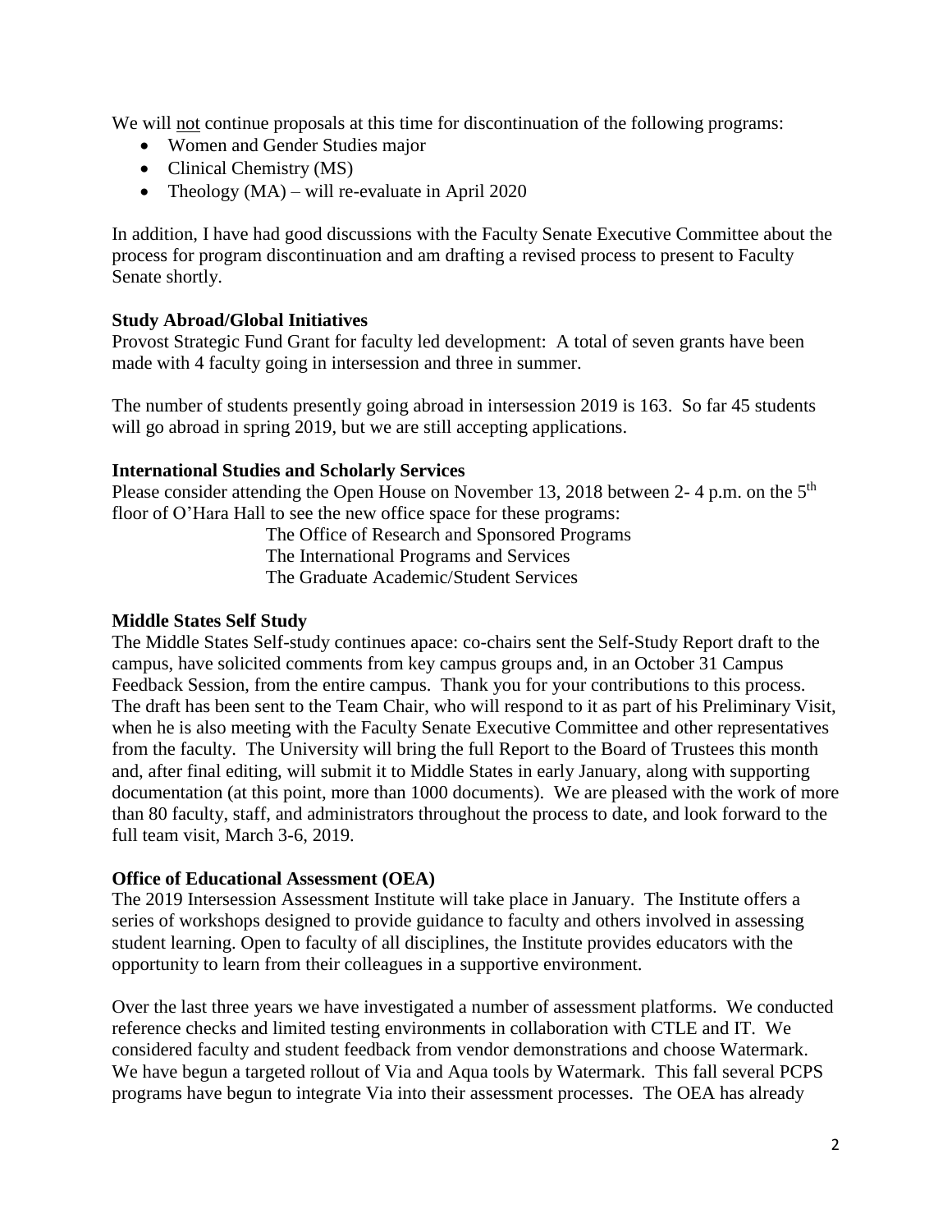We will <u>not</u> continue proposals at this time for discontinuation of the following programs:

- Women and Gender Studies major
- Clinical Chemistry (MS)
- Theology (MA) – will re-evaluate in April 2020

In addition, I have had good discussions with the Faculty Senate Executive Committee about the process for program discontinuation and am drafting a revised process to present to Faculty Senate shortly.

**Study Abroad/Global Initiatives**

Provost Strategic Fund Grant for faculty led development: A total of seven grants have been made with 4 faculty going in intersession and three in summer.

The number of students presently going abroad in intersession 2019 is 163. So far 45 students will go abroad in spring 2019, but we are still accepting applications.

**International Studies and Scholarly Services**

Please consider attending the Open House on November 13, 2018 between 2- 4 p.m. on the 5th floor of O'Hara Hall to see the new office space for these programs:

The Office of Research and Sponsored Programs
The International Programs and Services
The Graduate Academic/Student Services

**Middle States Self Study**

The Middle States Self-study continues apace: co-chairs sent the Self-Study Report draft to the campus, have solicited comments from key campus groups and, in an October 31 Campus Feedback Session, from the entire campus. Thank you for your contributions to this process. The draft has been sent to the Team Chair, who will respond to it as part of his Preliminary Visit, when he is also meeting with the Faculty Senate Executive Committee and other representatives from the faculty. The University will bring the full Report to the Board of Trustees this month and, after final editing, will submit it to Middle States in early January, along with supporting documentation (at this point, more than 1000 documents). We are pleased with the work of more than 80 faculty, staff, and administrators throughout the process to date, and look forward to the full team visit, March 3-6, 2019.

**Office of Educational Assessment (OEA)**

The 2019 Intersession Assessment Institute will take place in January. The Institute offers a series of workshops designed to provide guidance to faculty and others involved in assessing student learning. Open to faculty of all disciplines, the Institute provides educators with the opportunity to learn from their colleagues in a supportive environment.

Over the last three years we have investigated a number of assessment platforms. We conducted reference checks and limited testing environments in collaboration with CTLE and IT. We considered faculty and student feedback from vendor demonstrations and choose Watermark. We have begun a targeted rollout of Via and Aqua tools by Watermark. This fall several PCPS programs have begun to integrate Via into their assessment processes. The OEA has already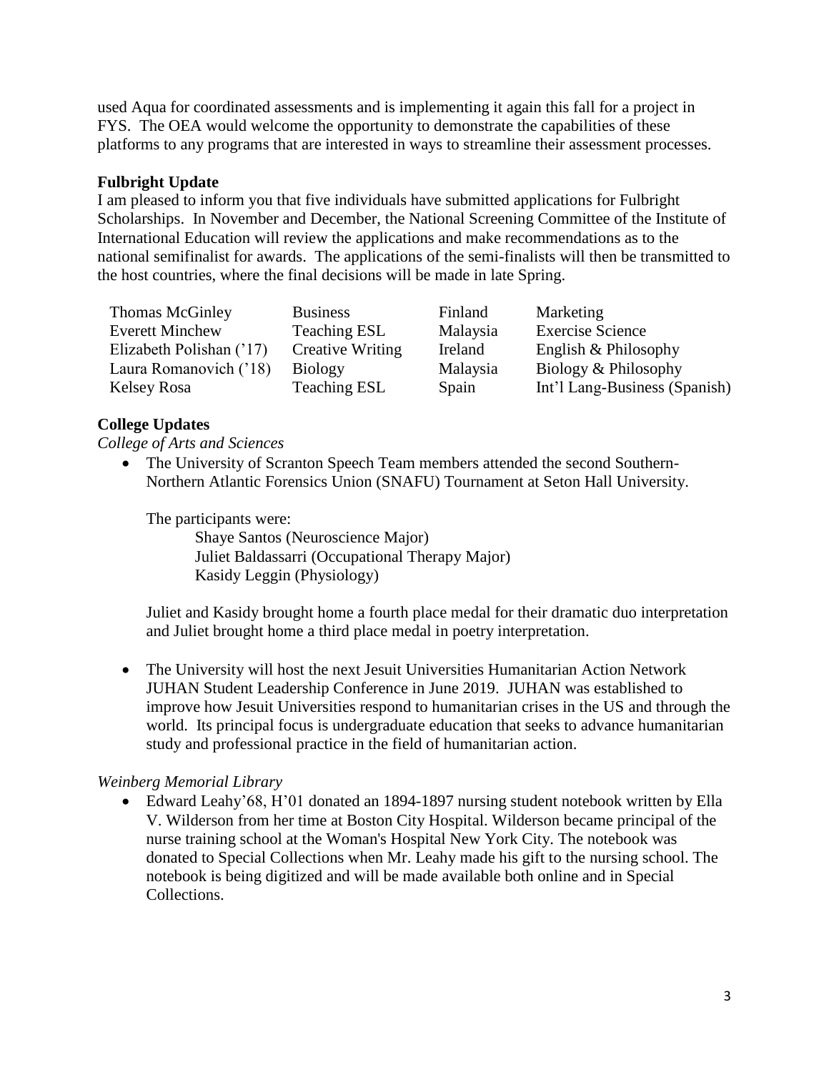used Aqua for coordinated assessments and is implementing it again this fall for a project in FYS. The OEA would welcome the opportunity to demonstrate the capabilities of these platforms to any programs that are interested in ways to streamline their assessment processes.

**Fulbright Update**

I am pleased to inform you that five individuals have submitted applications for Fulbright Scholarships. In November and December, the National Screening Committee of the Institute of International Education will review the applications and make recommendations as to the national semifinalist for awards. The applications of the semi-finalists will then be transmitted to the host countries, where the final decisions will be made in late Spring.

| | | | |
|---|---|---|---|
| Thomas McGinley | Business | Finland | Marketing |
| Everett Minchew | Teaching ESL | Malaysia | Exercise Science |
| Elizabeth Polishan ('17) | Creative Writing | Ireland | English & Philosophy |
| Laura Romanovich ('18) | Biology | Malaysia | Biology & Philosophy |
| Kelsey Rosa | Teaching ESL | Spain | Int'l Lang-Business (Spanish) |

**College Updates**

*College of Arts and Sciences*

- The University of Scranton Speech Team members attended the second Southern-Northern Atlantic Forensics Union (SNAFU) Tournament at Seton Hall University.

  The participants were:

  Shaye Santos (Neuroscience Major)
  Juliet Baldassarri (Occupational Therapy Major)
  Kasidy Leggin (Physiology)

  Juliet and Kasidy brought home a fourth place medal for their dramatic duo interpretation and Juliet brought home a third place medal in poetry interpretation.

- The University will host the next Jesuit Universities Humanitarian Action Network JUHAN Student Leadership Conference in June 2019. JUHAN was established to improve how Jesuit Universities respond to humanitarian crises in the US and through the world. Its principal focus is undergraduate education that seeks to advance humanitarian study and professional practice in the field of humanitarian action.

*Weinberg Memorial Library*

- Edward Leahy'68, H'01 donated an 1894-1897 nursing student notebook written by Ella V. Wilderson from her time at Boston City Hospital. Wilderson became principal of the nurse training school at the Woman's Hospital New York City. The notebook was donated to Special Collections when Mr. Leahy made his gift to the nursing school. The notebook is being digitized and will be made available both online and in Special Collections.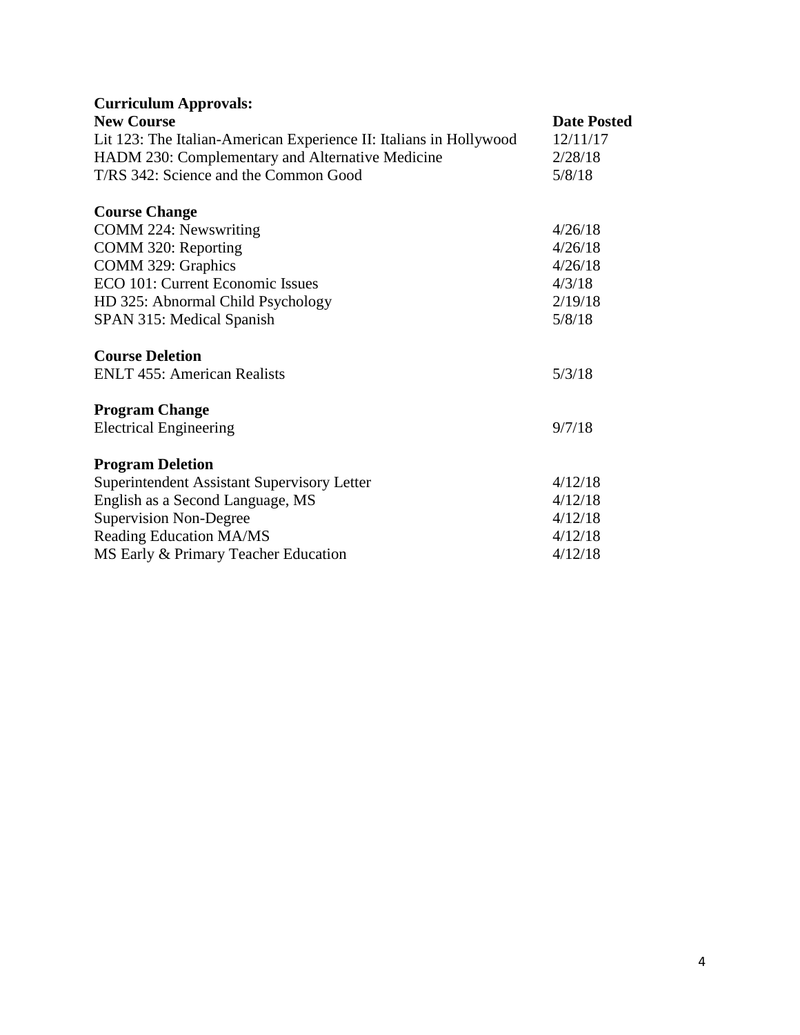**Curriculum Approvals:**

| **New Course** | **Date Posted** |
| --- | --- |
| Lit 123: The Italian-American Experience II: Italians in Hollywood | 12/11/17 |
| HADM 230: Complementary and Alternative Medicine | 2/28/18 |
| T/RS 342: Science and the Common Good | 5/8/18 |
| **Course Change** | |
| COMM 224: Newswriting | 4/26/18 |
| COMM 320: Reporting | 4/26/18 |
| COMM 329: Graphics | 4/26/18 |
| ECO 101: Current Economic Issues | 4/3/18 |
| HD 325: Abnormal Child Psychology | 2/19/18 |
| SPAN 315: Medical Spanish | 5/8/18 |
| **Course Deletion** | |
| ENLT 455: American Realists | 5/3/18 |
| **Program Change** | |
| Electrical Engineering | 9/7/18 |
| **Program Deletion** | |
| Superintendent Assistant Supervisory Letter | 4/12/18 |
| English as a Second Language, MS | 4/12/18 |
| Supervision Non-Degree | 4/12/18 |
| Reading Education MA/MS | 4/12/18 |
| MS Early & Primary Teacher Education | 4/12/18 |